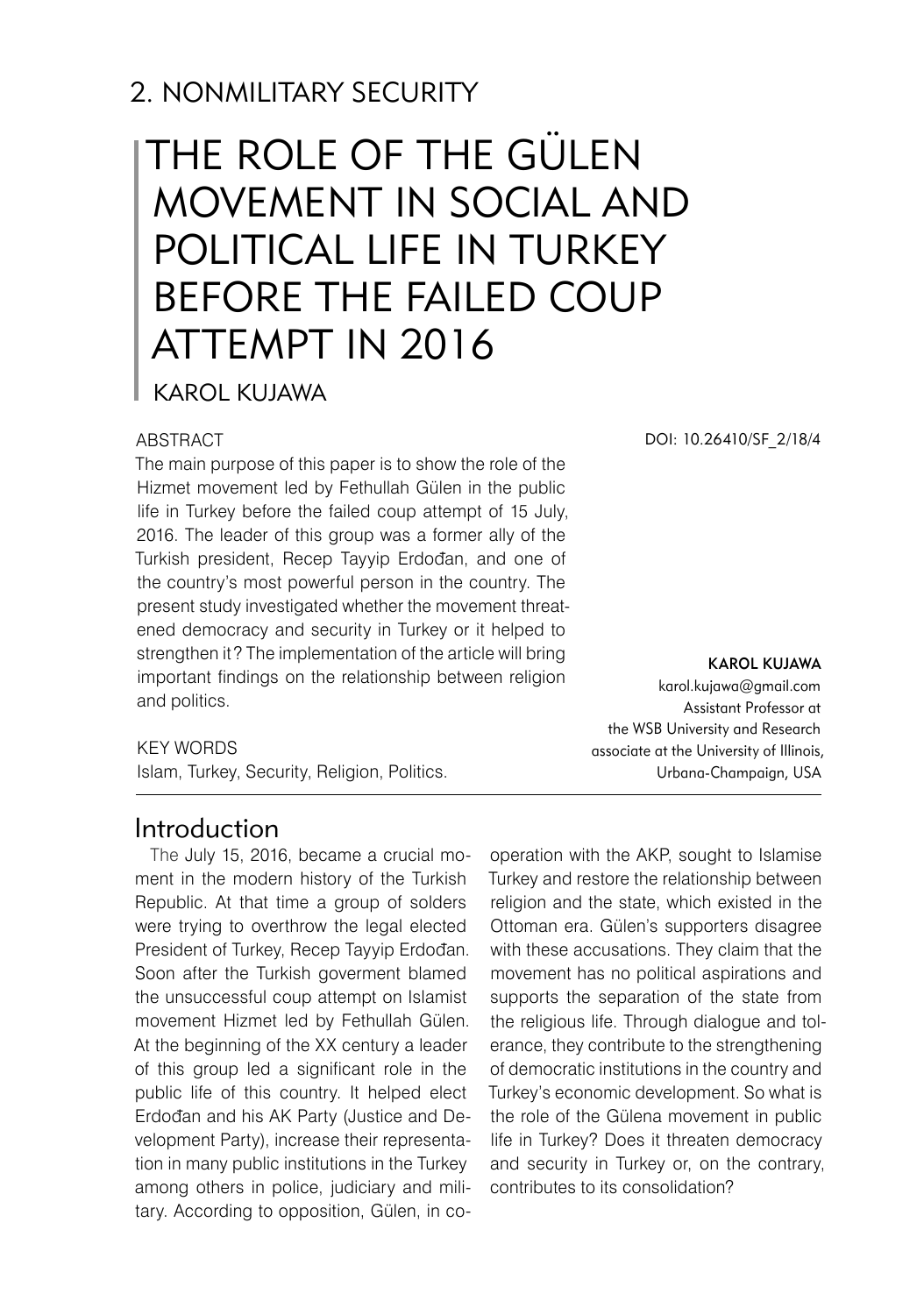## 2. NONMILITARY SECURITY

# THE ROLE OF THE GÜLEN MOVEMENT IN SOCIAL AND POLITICAL LIFE IN TURKEY BEFORE THE FAILED COUP ATTEMPT IN 2016

KAROL KUJAWA

DOI: 10.26410/SF_2/18/4

ABSTRACT

The main purpose of this paper is to show the role of the Hizmet movement led by Fethullah Gülen in the public life in Turkey before the failed coup attempt of 15 July, 2016. The leader of this group was a former ally of the Turkish president, Recep Tayyip Erdođan, and one of the country's most powerful person in the country. The present study investigated whether the movement threatened democracy and security in Turkey or it helped to strengthen it? The implementation of the article will bring important findings on the relationship between religion and politics.

KEY WORDS

Islam, Turkey, Security, Religion, Politics.

**KAROL KUJAWA**
karol.kujawa@gmail.com
Assistant Professor at the WSB University and Research associate at the University of Illinois, Urbana-Champaign, USA

## Introduction

The July 15, 2016, became a crucial moment in the modern history of the Turkish Republic. At that time a group of solders were trying to overthrow the legal elected President of Turkey, Recep Tayyip Erdođan. Soon after the Turkish goverment blamed the unsuccessful coup attempt on Islamist movement Hizmet led by Fethullah Gülen. At the beginning of the XX century a leader of this group led a significant role in the public life of this country. It helped elect Erdođan and his AK Party (Justice and Development Party), increase their representation in many public institutions in the Turkey among others in police, judiciary and military. According to opposition, Gülen, in cooperation with the AKP, sought to Islamise Turkey and restore the relationship between religion and the state, which existed in the Ottoman era. Gülen's supporters disagree with these accusations. They claim that the movement has no political aspirations and supports the separation of the state from the religious life. Through dialogue and tolerance, they contribute to the strengthening of democratic institutions in the country and Turkey's economic development. So what is the role of the Gülena movement in public life in Turkey? Does it threaten democracy and security in Turkey or, on the contrary, contributes to its consolidation?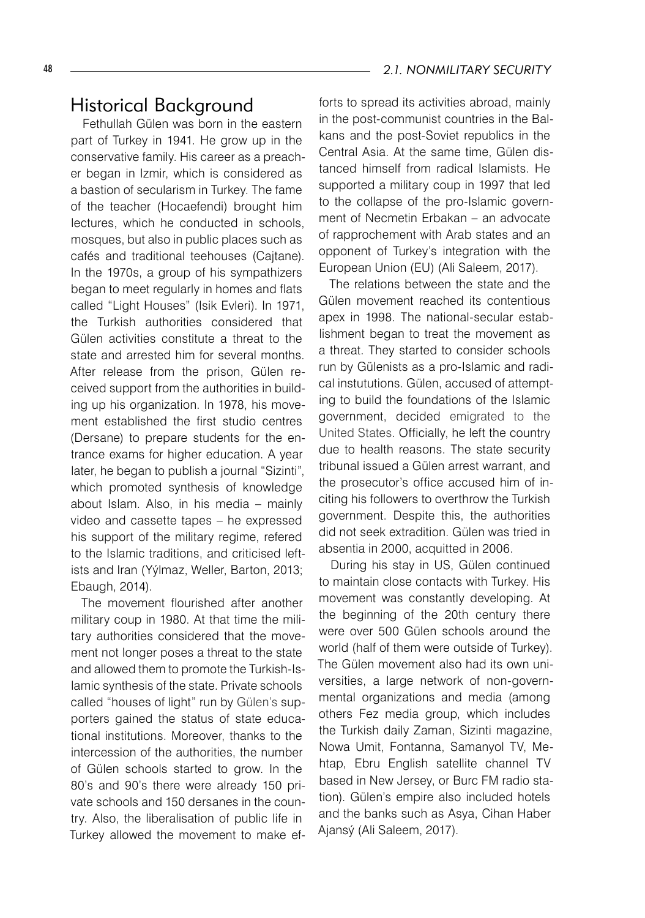## Historical Background

Fethullah Gülen was born in the eastern part of Turkey in 1941. He grow up in the conservative family. His career as a preacher began in Izmir, which is considered as a bastion of secularism in Turkey. The fame of the teacher (Hocaefendi) brought him lectures, which he conducted in schools, mosques, but also in public places such as cafés and traditional teehouses (Cajtane). In the 1970s, a group of his sympathizers began to meet regularly in homes and flats called "Light Houses" (Isik Evleri). In 1971, the Turkish authorities considered that Gülen activities constitute a threat to the state and arrested him for several months. After release from the prison, Gülen received support from the authorities in building up his organization. In 1978, his movement established the first studio centres (Dersane) to prepare students for the entrance exams for higher education. A year later, he began to publish a journal "Sizinti", which promoted synthesis of knowledge about Islam. Also, in his media – mainly video and cassette tapes – he expressed his support of the military regime, refered to the Islamic traditions, and criticised leftists and Iran (Yýlmaz, Weller, Barton, 2013; Ebaugh, 2014).

The movement flourished after another military coup in 1980. At that time the military authorities considered that the movement not longer poses a threat to the state and allowed them to promote the Turkish-Islamic synthesis of the state. Private schools called "houses of light" run by Gülen's supporters gained the status of state educational institutions. Moreover, thanks to the intercession of the authorities, the number of Gülen schools started to grow. In the 80's and 90's there were already 150 private schools and 150 dersanes in the country. Also, the liberalisation of public life in Turkey allowed the movement to make efforts to spread its activities abroad, mainly in the post-communist countries in the Balkans and the post-Soviet republics in the Central Asia. At the same time, Gülen distanced himself from radical Islamists. He supported a military coup in 1997 that led to the collapse of the pro-Islamic government of Necmetin Erbakan – an advocate of rapprochement with Arab states and an opponent of Turkey's integration with the European Union (EU) (Ali Saleem, 2017).

The relations between the state and the Gülen movement reached its contentious apex in 1998. The national-secular establishment began to treat the movement as a threat. They started to consider schools run by Gülenists as a pro-Islamic and radical instututions. Gülen, accused of attempting to build the foundations of the Islamic government, decided emigrated to the United States. Officially, he left the country due to health reasons. The state security tribunal issued a Gülen arrest warrant, and the prosecutor's office accused him of inciting his followers to overthrow the Turkish government. Despite this, the authorities did not seek extradition. Gülen was tried in absentia in 2000, acquitted in 2006.

During his stay in US, Gülen continued to maintain close contacts with Turkey. His movement was constantly developing. At the beginning of the 20th century there were over 500 Gülen schools around the world (half of them were outside of Turkey). The Gülen movement also had its own universities, a large network of non-governmental organizations and media (among others Fez media group, which includes the Turkish daily Zaman, Sizinti magazine, Nowa Umit, Fontanna, Samanyol TV, Mehtap, Ebru English satellite channel TV based in New Jersey, or Burc FM radio station). Gülen's empire also included hotels and the banks such as Asya, Cihan Haber Ajansý (Ali Saleem, 2017).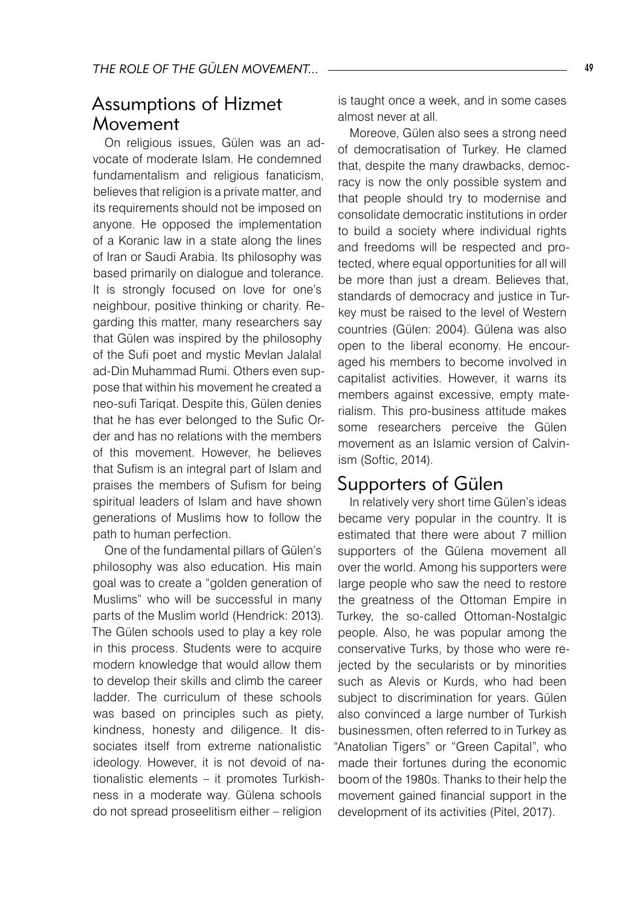## Assumptions of Hizmet Movement

On religious issues, Gülen was an advocate of moderate Islam. He condemned fundamentalism and religious fanaticism, believes that religion is a private matter, and its requirements should not be imposed on anyone. He opposed the implementation of a Koranic law in a state along the lines of Iran or Saudi Arabia. Its philosophy was based primarily on dialogue and tolerance. It is strongly focused on love for one's neighbour, positive thinking or charity. Regarding this matter, many researchers say that Gülen was inspired by the philosophy of the Sufi poet and mystic Mevlan Jalalal ad-Din Muhammad Rumi. Others even suppose that within his movement he created a neo-sufi Tariqat. Despite this, Gülen denies that he has ever belonged to the Sufic Order and has no relations with the members of this movement. However, he believes that Sufism is an integral part of Islam and praises the members of Sufism for being spiritual leaders of Islam and have shown generations of Muslims how to follow the path to human perfection.

One of the fundamental pillars of Gülen's philosophy was also education. His main goal was to create a "golden generation of Muslims" who will be successful in many parts of the Muslim world (Hendrick: 2013). The Gülen schools used to play a key role in this process. Students were to acquire modern knowledge that would allow them to develop their skills and climb the career ladder. The curriculum of these schools was based on principles such as piety, kindness, honesty and diligence. It dissociates itself from extreme nationalistic ideology. However, it is not devoid of nationalistic elements – it promotes Turkishness in a moderate way. Gülena schools do not spread proseelitism either – religion is taught once a week, and in some cases almost never at all.

Moreove, Gülen also sees a strong need of democratisation of Turkey. He clamed that, despite the many drawbacks, democracy is now the only possible system and that people should try to modernise and consolidate democratic institutions in order to build a society where individual rights and freedoms will be respected and protected, where equal opportunities for all will be more than just a dream. Believes that, standards of democracy and justice in Turkey must be raised to the level of Western countries (Gülen: 2004). Gülena was also open to the liberal economy. He encouraged his members to become involved in capitalist activities. However, it warns its members against excessive, empty materialism. This pro-business attitude makes some researchers perceive the Gülen movement as an Islamic version of Calvinism (Softic, 2014).

## Supporters of Gülen

In relatively very short time Gülen's ideas became very popular in the country. It is estimated that there were about 7 million supporters of the Gülena movement all over the world. Among his supporters were large people who saw the need to restore the greatness of the Ottoman Empire in Turkey, the so-called Ottoman-Nostalgic people. Also, he was popular among the conservative Turks, by those who were rejected by the secularists or by minorities such as Alevis or Kurds, who had been subject to discrimination for years. Gülen also convinced a large number of Turkish businessmen, often referred to in Turkey as "Anatolian Tigers" or "Green Capital", who made their fortunes during the economic boom of the 1980s. Thanks to their help the movement gained financial support in the development of its activities (Pitel, 2017).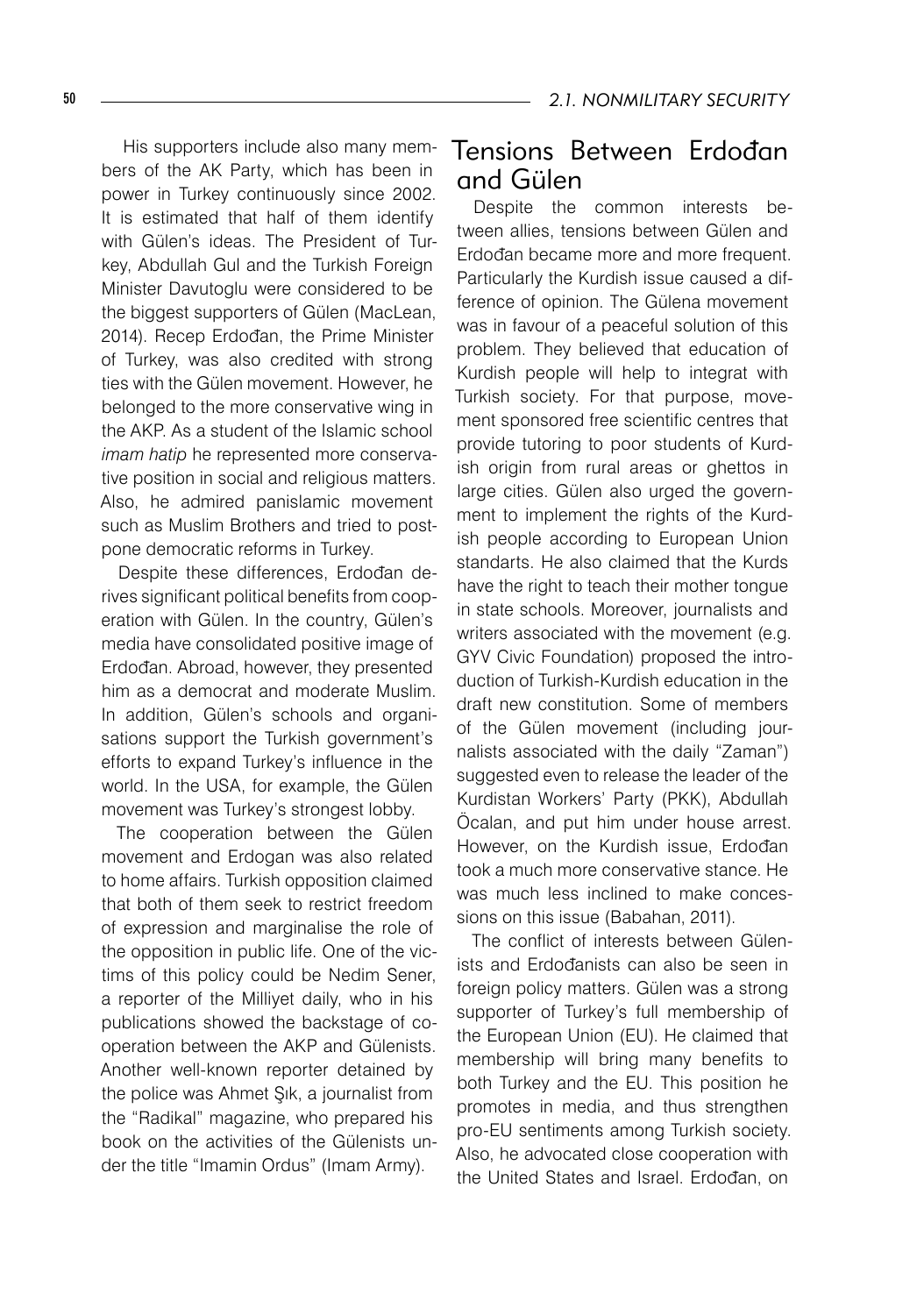His supporters include also many members of the AK Party, which has been in power in Turkey continuously since 2002. It is estimated that half of them identify with Gülen's ideas. The President of Turkey, Abdullah Gul and the Turkish Foreign Minister Davutoglu were considered to be the biggest supporters of Gülen (MacLean, 2014). Recep Erdođan, the Prime Minister of Turkey, was also credited with strong ties with the Gülen movement. However, he belonged to the more conservative wing in the AKP. As a student of the Islamic school *imam hatip* he represented more conservative position in social and religious matters. Also, he admired panislamic movement such as Muslim Brothers and tried to postpone democratic reforms in Turkey.

Despite these differences, Erdođan derives significant political benefits from cooperation with Gülen. In the country, Gülen's media have consolidated positive image of Erdođan. Abroad, however, they presented him as a democrat and moderate Muslim. In addition, Gülen's schools and organisations support the Turkish government's efforts to expand Turkey's influence in the world. In the USA, for example, the Gülen movement was Turkey's strongest lobby.

The cooperation between the Gülen movement and Erdogan was also related to home affairs. Turkish opposition claimed that both of them seek to restrict freedom of expression and marginalise the role of the opposition in public life. One of the victims of this policy could be Nedim Sener, a reporter of the Milliyet daily, who in his publications showed the backstage of cooperation between the AKP and Gülenists. Another well-known reporter detained by the police was Ahmet Şık, a journalist from the "Radikal" magazine, who prepared his book on the activities of the Gülenists under the title "Imamin Ordus" (Imam Army).

## Tensions Between Erdođan and Gülen

Despite the common interests between allies, tensions between Gülen and Erdođan became more and more frequent. Particularly the Kurdish issue caused a difference of opinion. The Gülena movement was in favour of a peaceful solution of this problem. They believed that education of Kurdish people will help to integrat with Turkish society. For that purpose, movement sponsored free scientific centres that provide tutoring to poor students of Kurdish origin from rural areas or ghettos in large cities. Gülen also urged the government to implement the rights of the Kurdish people according to European Union standarts. He also claimed that the Kurds have the right to teach their mother tongue in state schools. Moreover, journalists and writers associated with the movement (e.g. GYV Civic Foundation) proposed the introduction of Turkish-Kurdish education in the draft new constitution. Some of members of the Gülen movement (including journalists associated with the daily "Zaman") suggested even to release the leader of the Kurdistan Workers' Party (PKK), Abdullah Öcalan, and put him under house arrest. However, on the Kurdish issue, Erdođan took a much more conservative stance. He was much less inclined to make concessions on this issue (Babahan, 2011).

The conflict of interests between Gülenists and Erdođanists can also be seen in foreign policy matters. Gülen was a strong supporter of Turkey's full membership of the European Union (EU). He claimed that membership will bring many benefits to both Turkey and the EU. This position he promotes in media, and thus strengthen pro-EU sentiments among Turkish society. Also, he advocated close cooperation with the United States and Israel. Erdođan, on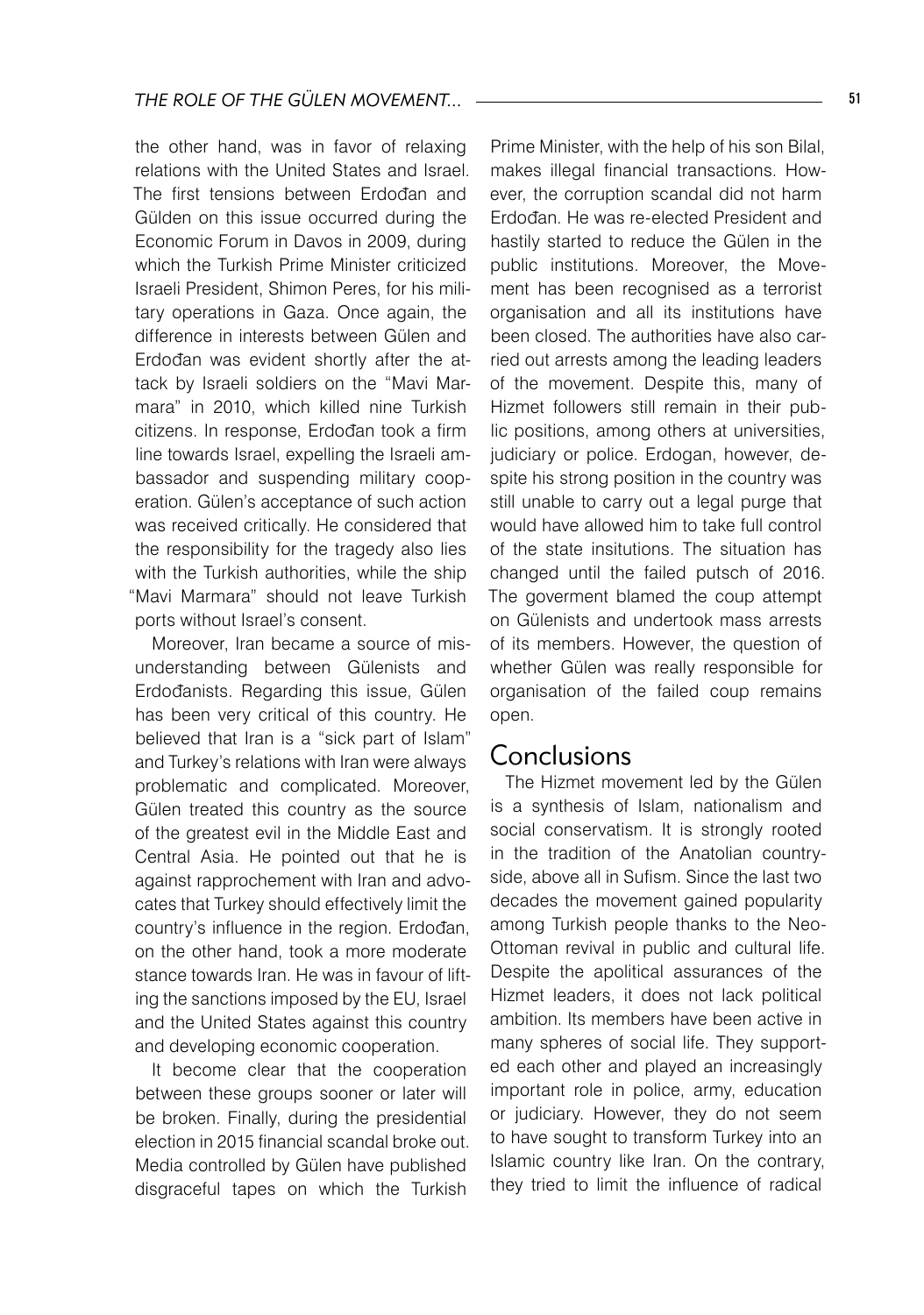the other hand, was in favor of relaxing relations with the United States and Israel. The first tensions between Erdođan and Gülden on this issue occurred during the Economic Forum in Davos in 2009, during which the Turkish Prime Minister criticized Israeli President, Shimon Peres, for his military operations in Gaza. Once again, the difference in interests between Gülen and Erdođan was evident shortly after the attack by Israeli soldiers on the "Mavi Marmara" in 2010, which killed nine Turkish citizens. In response, Erdođan took a firm line towards Israel, expelling the Israeli ambassador and suspending military cooperation. Gülen's acceptance of such action was received critically. He considered that the responsibility for the tragedy also lies with the Turkish authorities, while the ship "Mavi Marmara" should not leave Turkish ports without Israel's consent.

Moreover, Iran became a source of misunderstanding between Gülenists and Erdođanists. Regarding this issue, Gülen has been very critical of this country. He believed that Iran is a "sick part of Islam" and Turkey's relations with Iran were always problematic and complicated. Moreover, Gülen treated this country as the source of the greatest evil in the Middle East and Central Asia. He pointed out that he is against rapprochement with Iran and advocates that Turkey should effectively limit the country's influence in the region. Erdođan, on the other hand, took a more moderate stance towards Iran. He was in favour of lifting the sanctions imposed by the EU, Israel and the United States against this country and developing economic cooperation.

It become clear that the cooperation between these groups sooner or later will be broken. Finally, during the presidential election in 2015 financial scandal broke out. Media controlled by Gülen have published disgraceful tapes on which the Turkish Prime Minister, with the help of his son Bilal, makes illegal financial transactions. However, the corruption scandal did not harm Erdođan. He was re-elected President and hastily started to reduce the Gülen in the public institutions. Moreover, the Movement has been recognised as a terrorist organisation and all its institutions have been closed. The authorities have also carried out arrests among the leading leaders of the movement. Despite this, many of Hizmet followers still remain in their public positions, among others at universities, judiciary or police. Erdogan, however, despite his strong position in the country was still unable to carry out a legal purge that would have allowed him to take full control of the state insitutions. The situation has changed until the failed putsch of 2016. The goverment blamed the coup attempt on Gülenists and undertook mass arrests of its members. However, the question of whether Gülen was really responsible for organisation of the failed coup remains open.

## Conclusions

The Hizmet movement led by the Gülen is a synthesis of Islam, nationalism and social conservatism. It is strongly rooted in the tradition of the Anatolian countryside, above all in Sufism. Since the last two decades the movement gained popularity among Turkish people thanks to the Neo-Ottoman revival in public and cultural life. Despite the apolitical assurances of the Hizmet leaders, it does not lack political ambition. Its members have been active in many spheres of social life. They supported each other and played an increasingly important role in police, army, education or judiciary. However, they do not seem to have sought to transform Turkey into an Islamic country like Iran. On the contrary, they tried to limit the influence of radical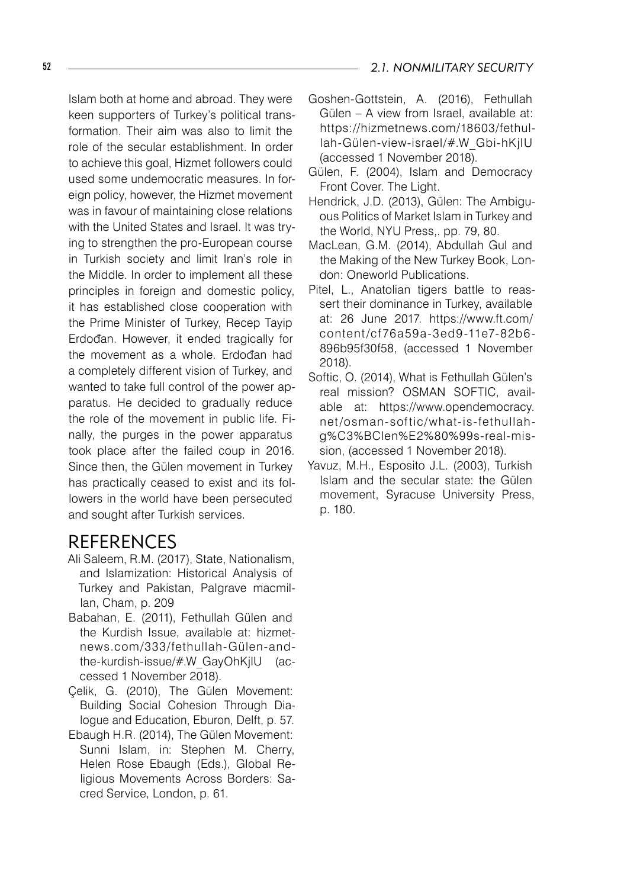Islam both at home and abroad. They were keen supporters of Turkey's political transformation. Their aim was also to limit the role of the secular establishment. In order to achieve this goal, Hizmet followers could used some undemocratic measures. In foreign policy, however, the Hizmet movement was in favour of maintaining close relations with the United States and Israel. It was trying to strengthen the pro-European course in Turkish society and limit Iran's role in the Middle. In order to implement all these principles in foreign and domestic policy, it has established close cooperation with the Prime Minister of Turkey, Recep Tayip Erdođan. However, it ended tragically for the movement as a whole. Erdođan had a completely different vision of Turkey, and wanted to take full control of the power apparatus. He decided to gradually reduce the role of the movement in public life. Finally, the purges in the power apparatus took place after the failed coup in 2016. Since then, the Gülen movement in Turkey has practically ceased to exist and its followers in the world have been persecuted and sought after Turkish services.

# REFERENCES

Ali Saleem, R.M. (2017), State, Nationalism, and Islamization: Historical Analysis of Turkey and Pakistan, Palgrave macmillan, Cham, p. 209

Babahan, E. (2011), Fethullah Gülen and the Kurdish Issue, available at: hizmetnews.com/333/fethullah-Gülen-and-the-kurdish-issue/#.W_GayOhKjlU (accessed 1 November 2018).

Çelik, G. (2010), The Gülen Movement: Building Social Cohesion Through Dialogue and Education, Eburon, Delft, p. 57.

Ebaugh H.R. (2014), The Gülen Movement: Sunni Islam, in: Stephen M. Cherry, Helen Rose Ebaugh (Eds.), Global Religious Movements Across Borders: Sacred Service, London, p. 61.

Goshen-Gottstein, A. (2016), Fethullah Gülen – A view from Israel, available at: https://hizmetnews.com/18603/fethullah-Gülen-view-israel/#.W_Gbi-hKjlU (accessed 1 November 2018).

Gülen, F. (2004), Islam and Democracy Front Cover. The Light.

Hendrick, J.D. (2013), Gülen: The Ambiguous Politics of Market Islam in Turkey and the World, NYU Press,. pp. 79, 80.

MacLean, G.M. (2014), Abdullah Gul and the Making of the New Turkey Book, London: Oneworld Publications.

Pitel, L., Anatolian tigers battle to reassert their dominance in Turkey, available at: 26 June 2017. https://www.ft.com/content/cf76a59a-3ed9-11e7-82b6-896b95f30f58, (accessed 1 November 2018).

Softic, O. (2014), What is Fethullah Gülen's real mission? OSMAN SOFTIC, available at: https://www.opendemocracy.net/osman-softic/what-is-fethullah-g%C3%BClen%E2%80%99s-real-mission, (accessed 1 November 2018).

Yavuz, M.H., Esposito J.L. (2003), Turkish Islam and the secular state: the Gülen movement, Syracuse University Press, p. 180.